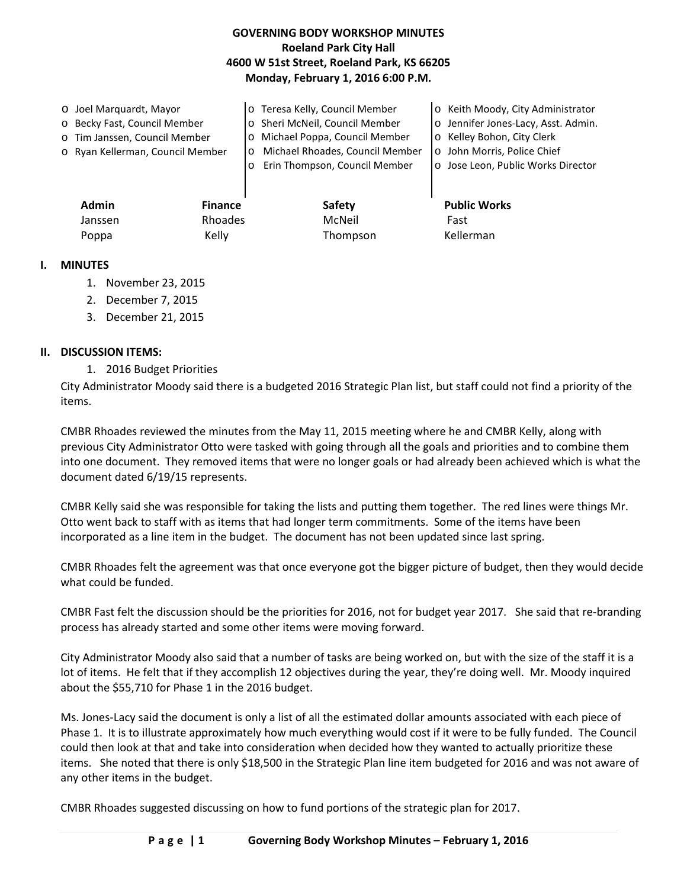# GOVERNING BODY WORKSHOP MINUTES
**Roeland Park City Hall**
**4600 W 51st Street, Roeland Park, KS 66205**
**Monday, February 1, 2016 6:00 P.M.**

- o Joel Marquardt, Mayor
- o Becky Fast, Council Member
- o Tim Janssen, Council Member
- o Ryan Kellerman, Council Member
- o Teresa Kelly, Council Member
- o Sheri McNeil, Council Member
- o Michael Poppa, Council Member
- o Michael Rhoades, Council Member
- o Erin Thompson, Council Member
- o Keith Moody, City Administrator
- o Jennifer Jones-Lacy, Asst. Admin.
- o Kelley Bohon, City Clerk
- o John Morris, Police Chief
- o Jose Leon, Public Works Director

| Admin | Finance | Safety | Public Works |
|---|---|---|---|
| Janssen | Rhoades | McNeil | Fast |
| Poppa | Kelly | Thompson | Kellerman |

## I. MINUTES

1. November 23, 2015
2. December 7, 2015
3. December 21, 2015

## II. DISCUSSION ITEMS:

1. 2016 Budget Priorities

City Administrator Moody said there is a budgeted 2016 Strategic Plan list, but staff could not find a priority of the items.

CMBR Rhoades reviewed the minutes from the May 11, 2015 meeting where he and CMBR Kelly, along with previous City Administrator Otto were tasked with going through all the goals and priorities and to combine them into one document. They removed items that were no longer goals or had already been achieved which is what the document dated 6/19/15 represents.

CMBR Kelly said she was responsible for taking the lists and putting them together. The red lines were things Mr. Otto went back to staff with as items that had longer term commitments. Some of the items have been incorporated as a line item in the budget. The document has not been updated since last spring.

CMBR Rhoades felt the agreement was that once everyone got the bigger picture of budget, then they would decide what could be funded.

CMBR Fast felt the discussion should be the priorities for 2016, not for budget year 2017. She said that re-branding process has already started and some other items were moving forward.

City Administrator Moody also said that a number of tasks are being worked on, but with the size of the staff it is a lot of items. He felt that if they accomplish 12 objectives during the year, they're doing well. Mr. Moody inquired about the $55,710 for Phase 1 in the 2016 budget.

Ms. Jones-Lacy said the document is only a list of all the estimated dollar amounts associated with each piece of Phase 1. It is to illustrate approximately how much everything would cost if it were to be fully funded. The Council could then look at that and take into consideration when decided how they wanted to actually prioritize these items. She noted that there is only $18,500 in the Strategic Plan line item budgeted for 2016 and was not aware of any other items in the budget.

CMBR Rhoades suggested discussing on how to fund portions of the strategic plan for 2017.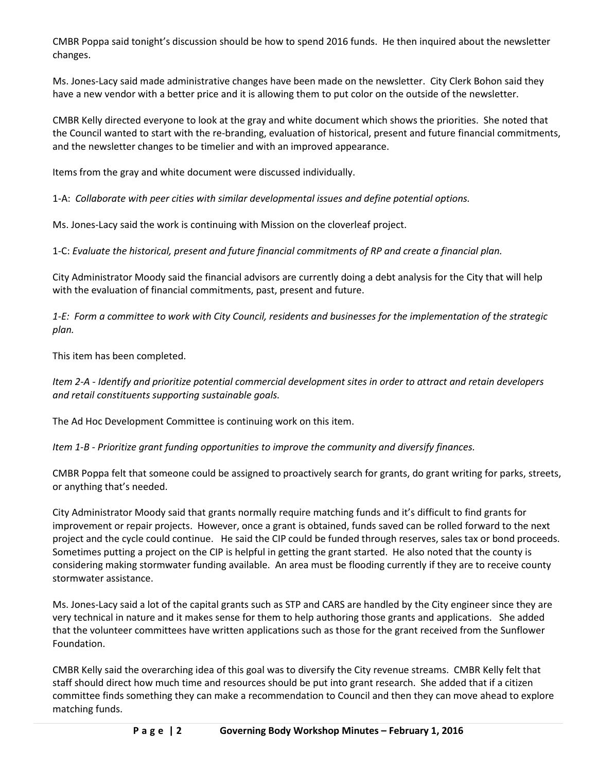CMBR Poppa said tonight's discussion should be how to spend 2016 funds. He then inquired about the newsletter changes.

Ms. Jones-Lacy said made administrative changes have been made on the newsletter. City Clerk Bohon said they have a new vendor with a better price and it is allowing them to put color on the outside of the newsletter.

CMBR Kelly directed everyone to look at the gray and white document which shows the priorities. She noted that the Council wanted to start with the re-branding, evaluation of historical, present and future financial commitments, and the newsletter changes to be timelier and with an improved appearance.

Items from the gray and white document were discussed individually.

1-A: *Collaborate with peer cities with similar developmental issues and define potential options.*

Ms. Jones-Lacy said the work is continuing with Mission on the cloverleaf project.

1-C: *Evaluate the historical, present and future financial commitments of RP and create a financial plan.*

City Administrator Moody said the financial advisors are currently doing a debt analysis for the City that will help with the evaluation of financial commitments, past, present and future.

*1-E: Form a committee to work with City Council, residents and businesses for the implementation of the strategic plan.*

This item has been completed.

*Item 2-A - Identify and prioritize potential commercial development sites in order to attract and retain developers and retail constituents supporting sustainable goals.*

The Ad Hoc Development Committee is continuing work on this item.

*Item 1-B - Prioritize grant funding opportunities to improve the community and diversify finances.*

CMBR Poppa felt that someone could be assigned to proactively search for grants, do grant writing for parks, streets, or anything that's needed.

City Administrator Moody said that grants normally require matching funds and it's difficult to find grants for improvement or repair projects. However, once a grant is obtained, funds saved can be rolled forward to the next project and the cycle could continue. He said the CIP could be funded through reserves, sales tax or bond proceeds. Sometimes putting a project on the CIP is helpful in getting the grant started. He also noted that the county is considering making stormwater funding available. An area must be flooding currently if they are to receive county stormwater assistance.

Ms. Jones-Lacy said a lot of the capital grants such as STP and CARS are handled by the City engineer since they are very technical in nature and it makes sense for them to help authoring those grants and applications. She added that the volunteer committees have written applications such as those for the grant received from the Sunflower Foundation.

CMBR Kelly said the overarching idea of this goal was to diversify the City revenue streams. CMBR Kelly felt that staff should direct how much time and resources should be put into grant research. She added that if a citizen committee finds something they can make a recommendation to Council and then they can move ahead to explore matching funds.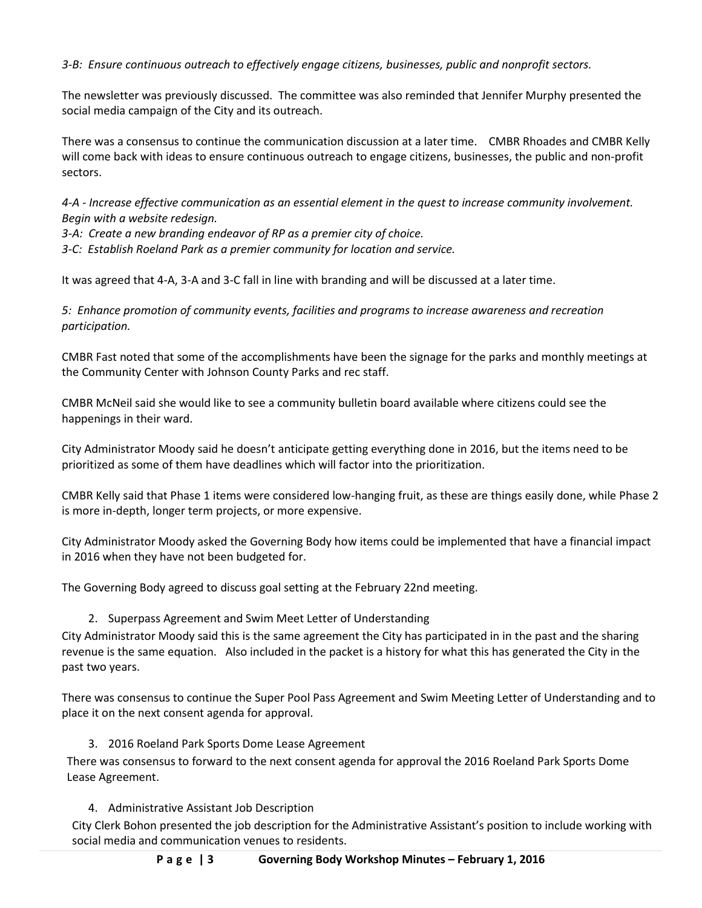*3-B: Ensure continuous outreach to effectively engage citizens, businesses, public and nonprofit sectors.*

The newsletter was previously discussed. The committee was also reminded that Jennifer Murphy presented the social media campaign of the City and its outreach.

There was a consensus to continue the communication discussion at a later time. CMBR Rhoades and CMBR Kelly will come back with ideas to ensure continuous outreach to engage citizens, businesses, the public and non-profit sectors.

*4-A - Increase effective communication as an essential element in the quest to increase community involvement. Begin with a website redesign.*

*3-A: Create a new branding endeavor of RP as a premier city of choice.*

*3-C: Establish Roeland Park as a premier community for location and service.*

It was agreed that 4-A, 3-A and 3-C fall in line with branding and will be discussed at a later time.

*5: Enhance promotion of community events, facilities and programs to increase awareness and recreation participation.*

CMBR Fast noted that some of the accomplishments have been the signage for the parks and monthly meetings at the Community Center with Johnson County Parks and rec staff.

CMBR McNeil said she would like to see a community bulletin board available where citizens could see the happenings in their ward.

City Administrator Moody said he doesn't anticipate getting everything done in 2016, but the items need to be prioritized as some of them have deadlines which will factor into the prioritization.

CMBR Kelly said that Phase 1 items were considered low-hanging fruit, as these are things easily done, while Phase 2 is more in-depth, longer term projects, or more expensive.

City Administrator Moody asked the Governing Body how items could be implemented that have a financial impact in 2016 when they have not been budgeted for.

The Governing Body agreed to discuss goal setting at the February 22nd meeting.

2. Superpass Agreement and Swim Meet Letter of Understanding

City Administrator Moody said this is the same agreement the City has participated in in the past and the sharing revenue is the same equation. Also included in the packet is a history for what this has generated the City in the past two years.

There was consensus to continue the Super Pool Pass Agreement and Swim Meeting Letter of Understanding and to place it on the next consent agenda for approval.

3. 2016 Roeland Park Sports Dome Lease Agreement

There was consensus to forward to the next consent agenda for approval the 2016 Roeland Park Sports Dome Lease Agreement.

4. Administrative Assistant Job Description

City Clerk Bohon presented the job description for the Administrative Assistant's position to include working with social media and communication venues to residents.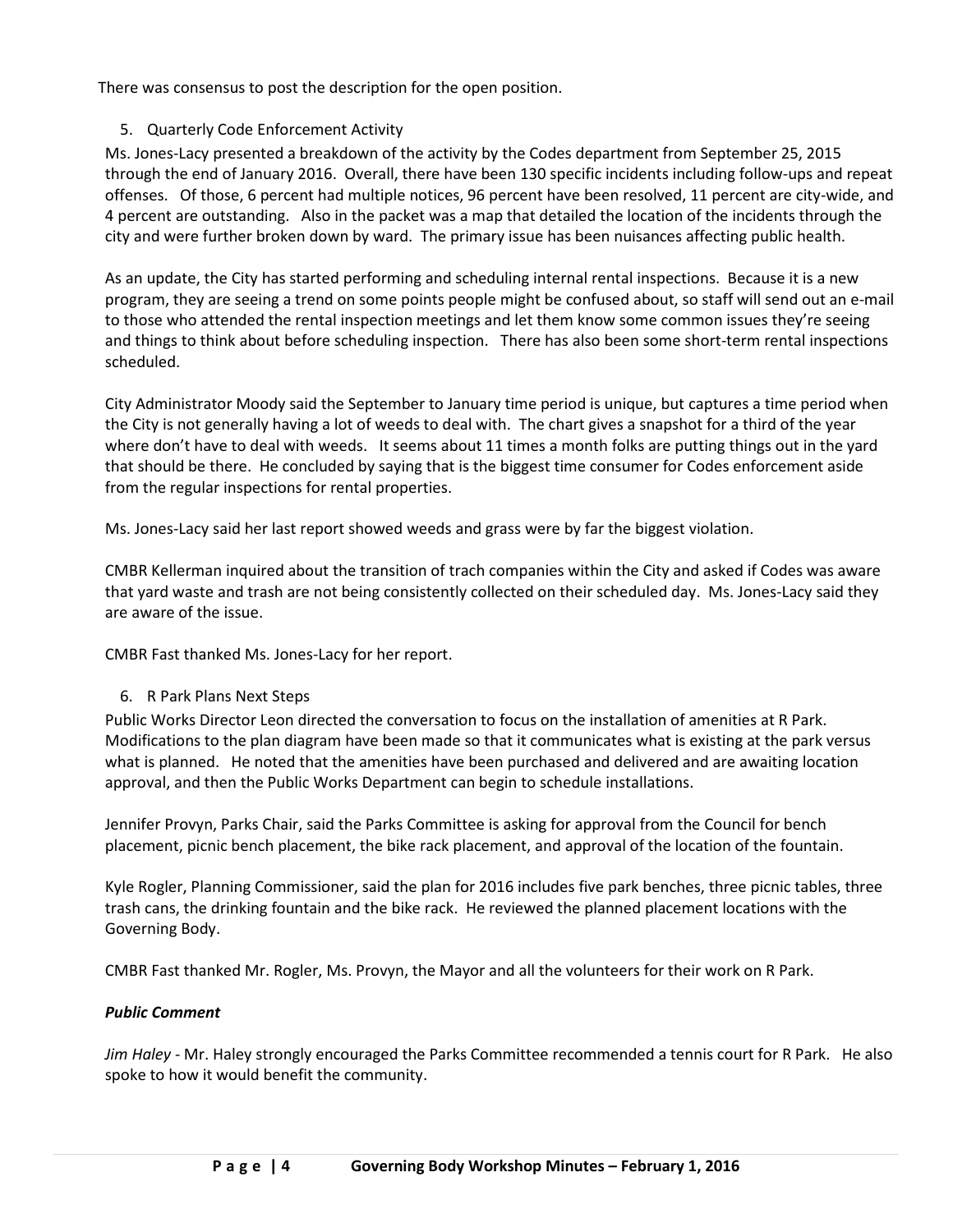There was consensus to post the description for the open position.

5. Quarterly Code Enforcement Activity

Ms. Jones-Lacy presented a breakdown of the activity by the Codes department from September 25, 2015 through the end of January 2016. Overall, there have been 130 specific incidents including follow-ups and repeat offenses. Of those, 6 percent had multiple notices, 96 percent have been resolved, 11 percent are city-wide, and 4 percent are outstanding. Also in the packet was a map that detailed the location of the incidents through the city and were further broken down by ward. The primary issue has been nuisances affecting public health.

As an update, the City has started performing and scheduling internal rental inspections. Because it is a new program, they are seeing a trend on some points people might be confused about, so staff will send out an e-mail to those who attended the rental inspection meetings and let them know some common issues they're seeing and things to think about before scheduling inspection. There has also been some short-term rental inspections scheduled.

City Administrator Moody said the September to January time period is unique, but captures a time period when the City is not generally having a lot of weeds to deal with. The chart gives a snapshot for a third of the year where don't have to deal with weeds. It seems about 11 times a month folks are putting things out in the yard that should be there. He concluded by saying that is the biggest time consumer for Codes enforcement aside from the regular inspections for rental properties.

Ms. Jones-Lacy said her last report showed weeds and grass were by far the biggest violation.

CMBR Kellerman inquired about the transition of trach companies within the City and asked if Codes was aware that yard waste and trash are not being consistently collected on their scheduled day. Ms. Jones-Lacy said they are aware of the issue.

CMBR Fast thanked Ms. Jones-Lacy for her report.

6. R Park Plans Next Steps

Public Works Director Leon directed the conversation to focus on the installation of amenities at R Park. Modifications to the plan diagram have been made so that it communicates what is existing at the park versus what is planned. He noted that the amenities have been purchased and delivered and are awaiting location approval, and then the Public Works Department can begin to schedule installations.

Jennifer Provyn, Parks Chair, said the Parks Committee is asking for approval from the Council for bench placement, picnic bench placement, the bike rack placement, and approval of the location of the fountain.

Kyle Rogler, Planning Commissioner, said the plan for 2016 includes five park benches, three picnic tables, three trash cans, the drinking fountain and the bike rack. He reviewed the planned placement locations with the Governing Body.

CMBR Fast thanked Mr. Rogler, Ms. Provyn, the Mayor and all the volunteers for their work on R Park.

***Public Comment***

*Jim Haley* - Mr. Haley strongly encouraged the Parks Committee recommended a tennis court for R Park. He also spoke to how it would benefit the community.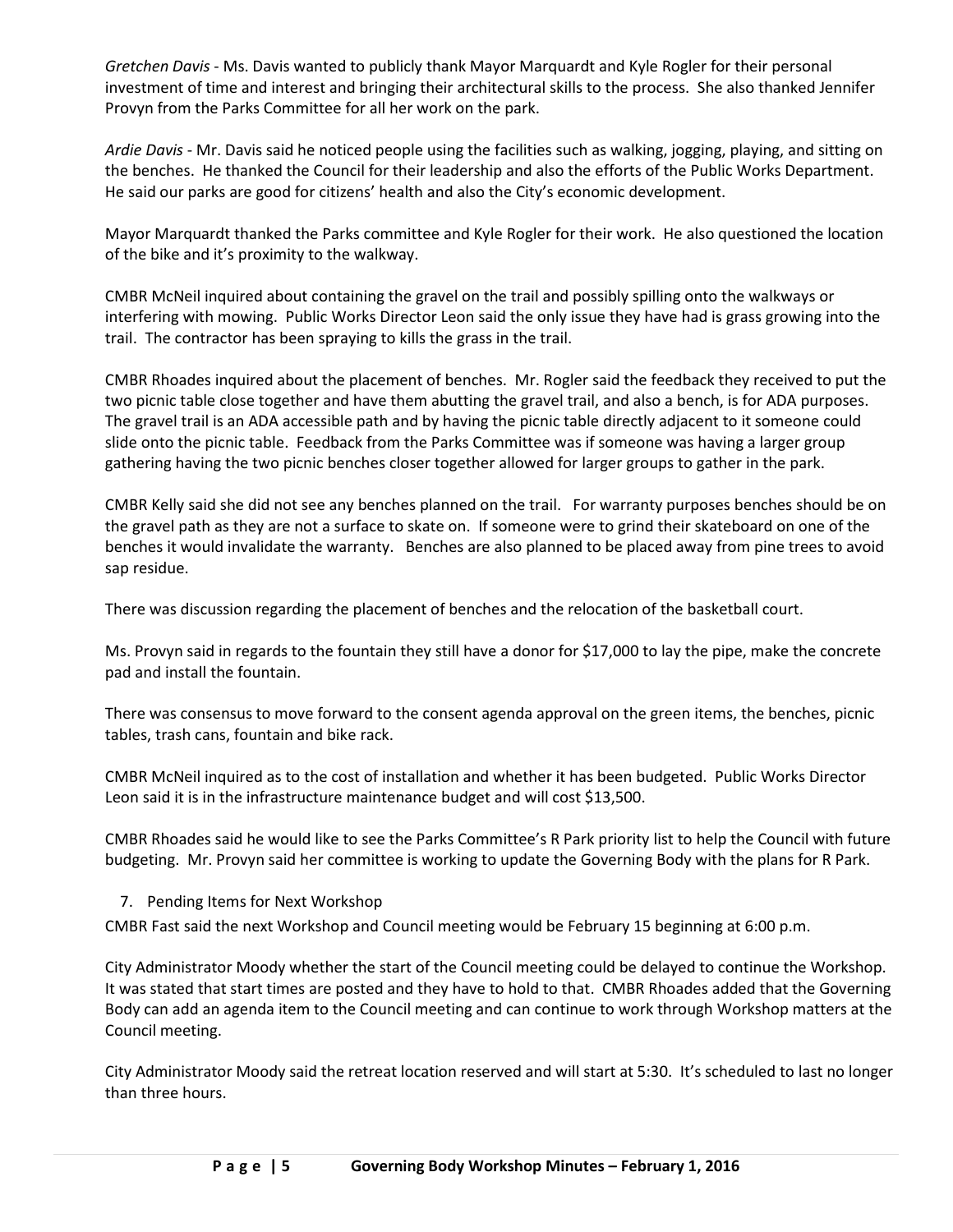*Gretchen Davis* - Ms. Davis wanted to publicly thank Mayor Marquardt and Kyle Rogler for their personal investment of time and interest and bringing their architectural skills to the process. She also thanked Jennifer Provyn from the Parks Committee for all her work on the park.

*Ardie Davis* - Mr. Davis said he noticed people using the facilities such as walking, jogging, playing, and sitting on the benches. He thanked the Council for their leadership and also the efforts of the Public Works Department. He said our parks are good for citizens' health and also the City's economic development.

Mayor Marquardt thanked the Parks committee and Kyle Rogler for their work. He also questioned the location of the bike and it's proximity to the walkway.

CMBR McNeil inquired about containing the gravel on the trail and possibly spilling onto the walkways or interfering with mowing. Public Works Director Leon said the only issue they have had is grass growing into the trail. The contractor has been spraying to kills the grass in the trail.

CMBR Rhoades inquired about the placement of benches. Mr. Rogler said the feedback they received to put the two picnic table close together and have them abutting the gravel trail, and also a bench, is for ADA purposes. The gravel trail is an ADA accessible path and by having the picnic table directly adjacent to it someone could slide onto the picnic table. Feedback from the Parks Committee was if someone was having a larger group gathering having the two picnic benches closer together allowed for larger groups to gather in the park.

CMBR Kelly said she did not see any benches planned on the trail. For warranty purposes benches should be on the gravel path as they are not a surface to skate on. If someone were to grind their skateboard on one of the benches it would invalidate the warranty. Benches are also planned to be placed away from pine trees to avoid sap residue.

There was discussion regarding the placement of benches and the relocation of the basketball court.

Ms. Provyn said in regards to the fountain they still have a donor for $17,000 to lay the pipe, make the concrete pad and install the fountain.

There was consensus to move forward to the consent agenda approval on the green items, the benches, picnic tables, trash cans, fountain and bike rack.

CMBR McNeil inquired as to the cost of installation and whether it has been budgeted. Public Works Director Leon said it is in the infrastructure maintenance budget and will cost $13,500.

CMBR Rhoades said he would like to see the Parks Committee's R Park priority list to help the Council with future budgeting. Mr. Provyn said her committee is working to update the Governing Body with the plans for R Park.

7. Pending Items for Next Workshop

CMBR Fast said the next Workshop and Council meeting would be February 15 beginning at 6:00 p.m.

City Administrator Moody whether the start of the Council meeting could be delayed to continue the Workshop. It was stated that start times are posted and they have to hold to that. CMBR Rhoades added that the Governing Body can add an agenda item to the Council meeting and can continue to work through Workshop matters at the Council meeting.

City Administrator Moody said the retreat location reserved and will start at 5:30. It's scheduled to last no longer than three hours.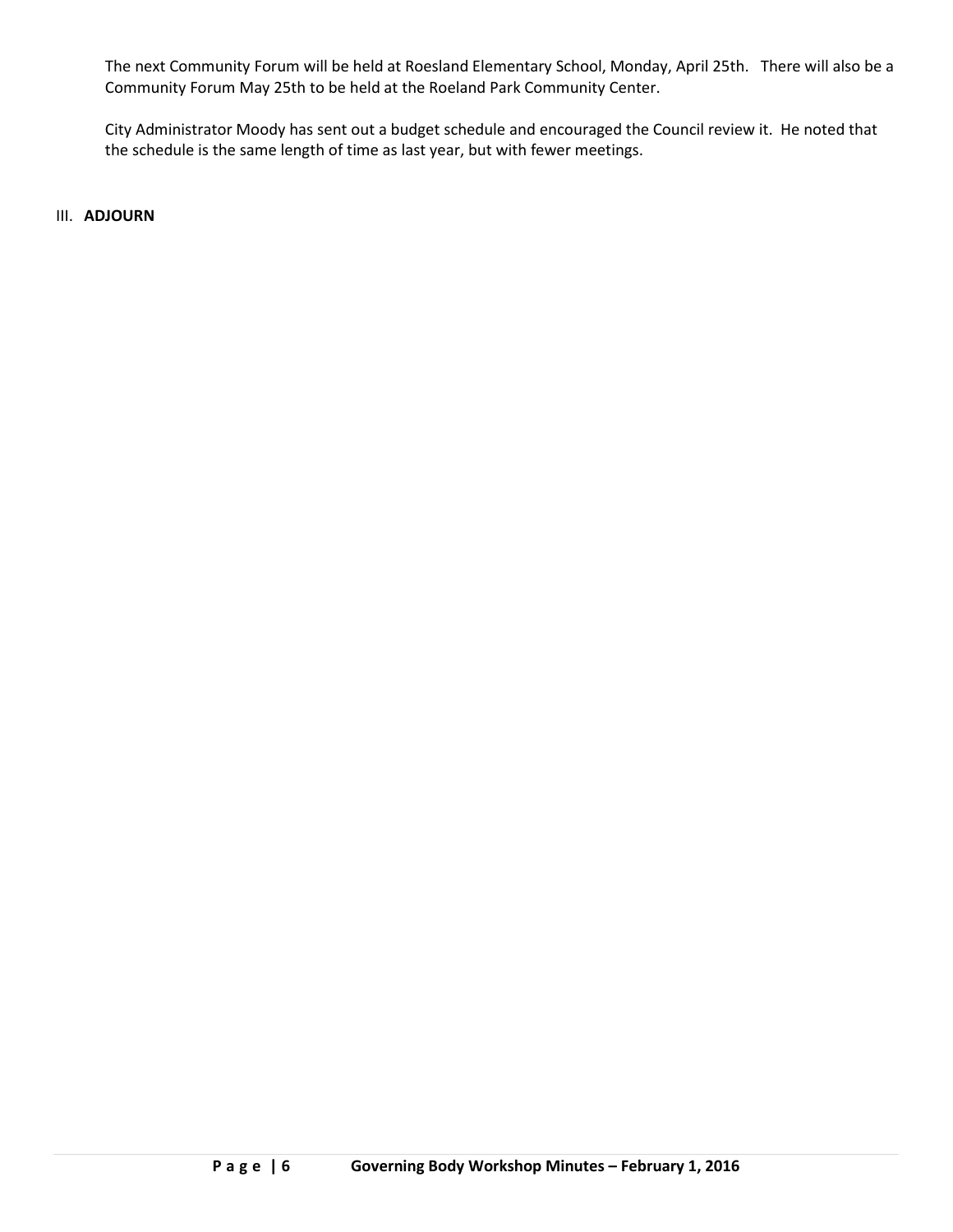The next Community Forum will be held at Roesland Elementary School, Monday, April 25th. There will also be a Community Forum May 25th to be held at the Roeland Park Community Center.

City Administrator Moody has sent out a budget schedule and encouraged the Council review it. He noted that the schedule is the same length of time as last year, but with fewer meetings.

III. **ADJOURN**